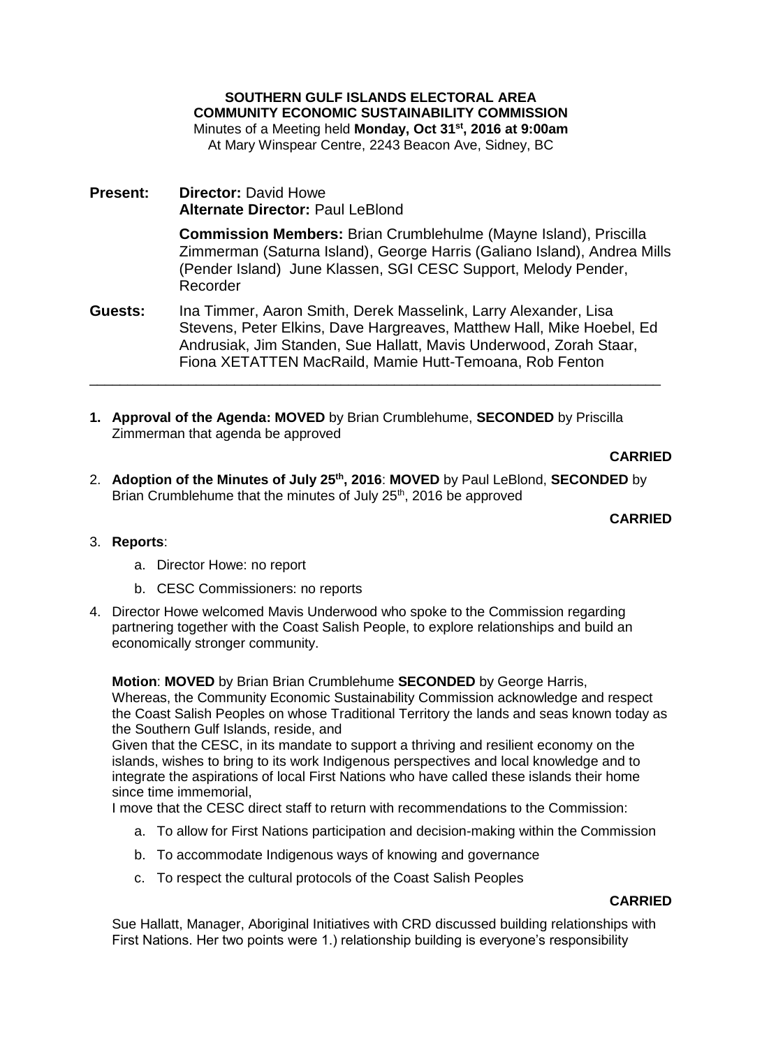**SOUTHERN GULF ISLANDS ELECTORAL AREA**
**COMMUNITY ECONOMIC SUSTAINABILITY COMMISSION**
Minutes of a Meeting held **Monday, Oct 31st, 2016 at 9:00am**
At Mary Winspear Centre, 2243 Beacon Ave, Sidney, BC

**Present:** **Director:** David Howe
**Alternate Director:** Paul LeBlond

**Commission Members:** Brian Crumblehulme (Mayne Island), Priscilla Zimmerman (Saturna Island), George Harris (Galiano Island), Andrea Mills (Pender Island) June Klassen, SGI CESC Support, Melody Pender, Recorder

**Guests:** Ina Timmer, Aaron Smith, Derek Masselink, Larry Alexander, Lisa Stevens, Peter Elkins, Dave Hargreaves, Matthew Hall, Mike Hoebel, Ed Andrusiak, Jim Standen, Sue Hallatt, Mavis Underwood, Zorah Staar, Fiona XETATTEN MacRaild, Mamie Hutt-Temoana, Rob Fenton

---

1. **Approval of the Agenda: MOVED** by Brian Crumblehume, **SECONDED** by Priscilla Zimmerman that agenda be approved

**CARRIED**

2. **Adoption of the Minutes of July 25th, 2016**: **MOVED** by Paul LeBlond, **SECONDED** by Brian Crumblehume that the minutes of July 25th, 2016 be approved

**CARRIED**

3. **Reports**:
   a. Director Howe: no report
   b. CESC Commissioners: no reports

4. Director Howe welcomed Mavis Underwood who spoke to the Commission regarding partnering together with the Coast Salish People, to explore relationships and build an economically stronger community.

   **Motion**: **MOVED** by Brian Brian Crumblehume **SECONDED** by George Harris,
   Whereas, the Community Economic Sustainability Commission acknowledge and respect the Coast Salish Peoples on whose Traditional Territory the lands and seas known today as the Southern Gulf Islands, reside, and
   Given that the CESC, in its mandate to support a thriving and resilient economy on the islands, wishes to bring to its work Indigenous perspectives and local knowledge and to integrate the aspirations of local First Nations who have called these islands their home since time immemorial,
   I move that the CESC direct staff to return with recommendations to the Commission:

   a. To allow for First Nations participation and decision-making within the Commission
   b. To accommodate Indigenous ways of knowing and governance
   c. To respect the cultural protocols of the Coast Salish Peoples

   **CARRIED**

   Sue Hallatt, Manager, Aboriginal Initiatives with CRD discussed building relationships with First Nations. Her two points were 1.) relationship building is everyone's responsibility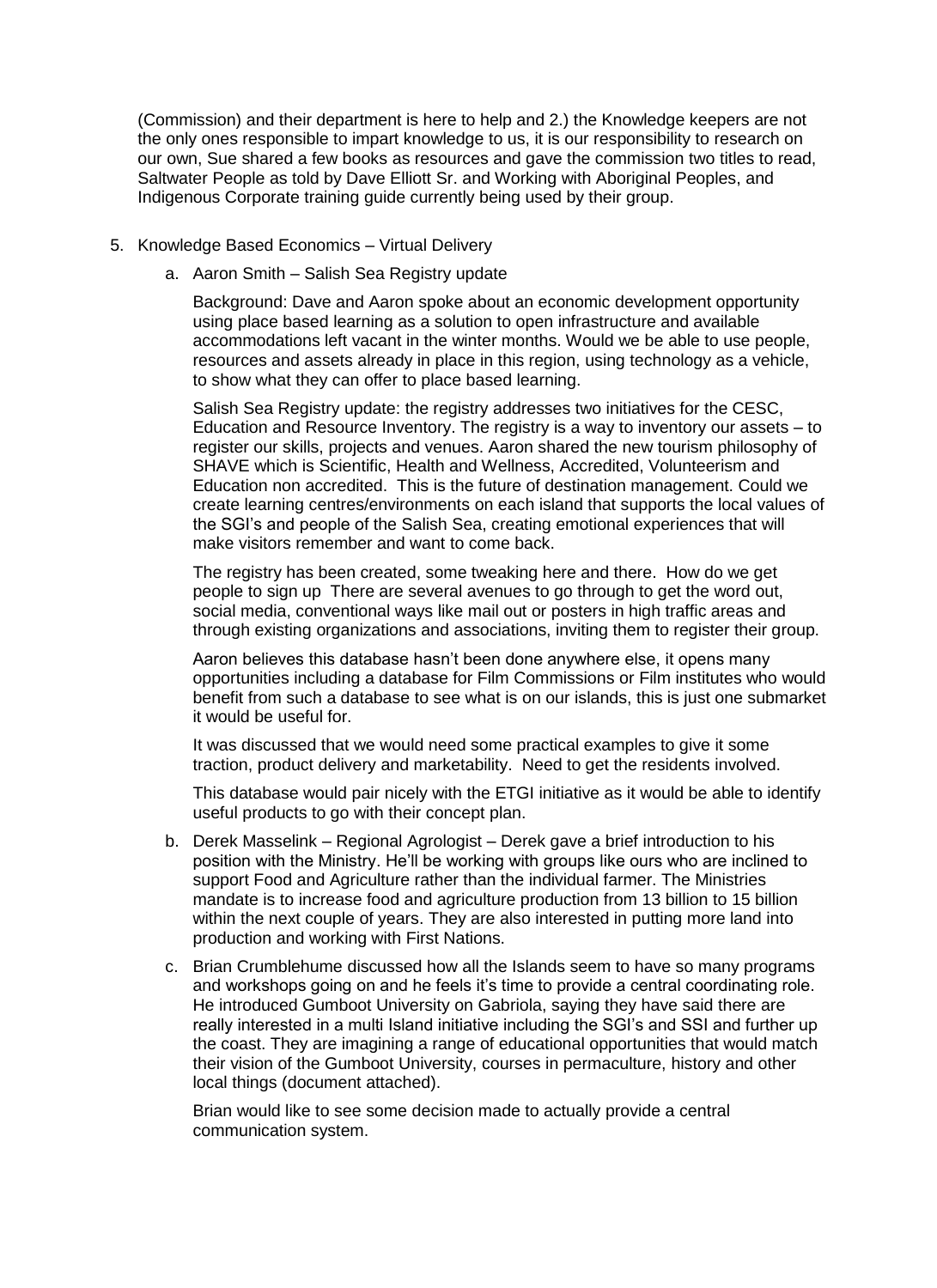(Commission) and their department is here to help and 2.) the Knowledge keepers are not the only ones responsible to impart knowledge to us, it is our responsibility to research on our own, Sue shared a few books as resources and gave the commission two titles to read, Saltwater People as told by Dave Elliott Sr. and Working with Aboriginal Peoples, and Indigenous Corporate training guide currently being used by their group.

5. Knowledge Based Economics – Virtual Delivery

   a. Aaron Smith – Salish Sea Registry update

      Background: Dave and Aaron spoke about an economic development opportunity using place based learning as a solution to open infrastructure and available accommodations left vacant in the winter months. Would we be able to use people, resources and assets already in place in this region, using technology as a vehicle, to show what they can offer to place based learning.

      Salish Sea Registry update: the registry addresses two initiatives for the CESC, Education and Resource Inventory. The registry is a way to inventory our assets – to register our skills, projects and venues. Aaron shared the new tourism philosophy of SHAVE which is Scientific, Health and Wellness, Accredited, Volunteerism and Education non accredited. This is the future of destination management. Could we create learning centres/environments on each island that supports the local values of the SGI's and people of the Salish Sea, creating emotional experiences that will make visitors remember and want to come back.

      The registry has been created, some tweaking here and there. How do we get people to sign up There are several avenues to go through to get the word out, social media, conventional ways like mail out or posters in high traffic areas and through existing organizations and associations, inviting them to register their group.

      Aaron believes this database hasn't been done anywhere else, it opens many opportunities including a database for Film Commissions or Film institutes who would benefit from such a database to see what is on our islands, this is just one submarket it would be useful for.

      It was discussed that we would need some practical examples to give it some traction, product delivery and marketability. Need to get the residents involved.

      This database would pair nicely with the ETGI initiative as it would be able to identify useful products to go with their concept plan.

   b. Derek Masselink – Regional Agrologist – Derek gave a brief introduction to his position with the Ministry. He'll be working with groups like ours who are inclined to support Food and Agriculture rather than the individual farmer. The Ministries mandate is to increase food and agriculture production from 13 billion to 15 billion within the next couple of years. They are also interested in putting more land into production and working with First Nations.

   c. Brian Crumblehume discussed how all the Islands seem to have so many programs and workshops going on and he feels it's time to provide a central coordinating role. He introduced Gumboot University on Gabriola, saying they have said there are really interested in a multi Island initiative including the SGI's and SSI and further up the coast. They are imagining a range of educational opportunities that would match their vision of the Gumboot University, courses in permaculture, history and other local things (document attached).

      Brian would like to see some decision made to actually provide a central communication system.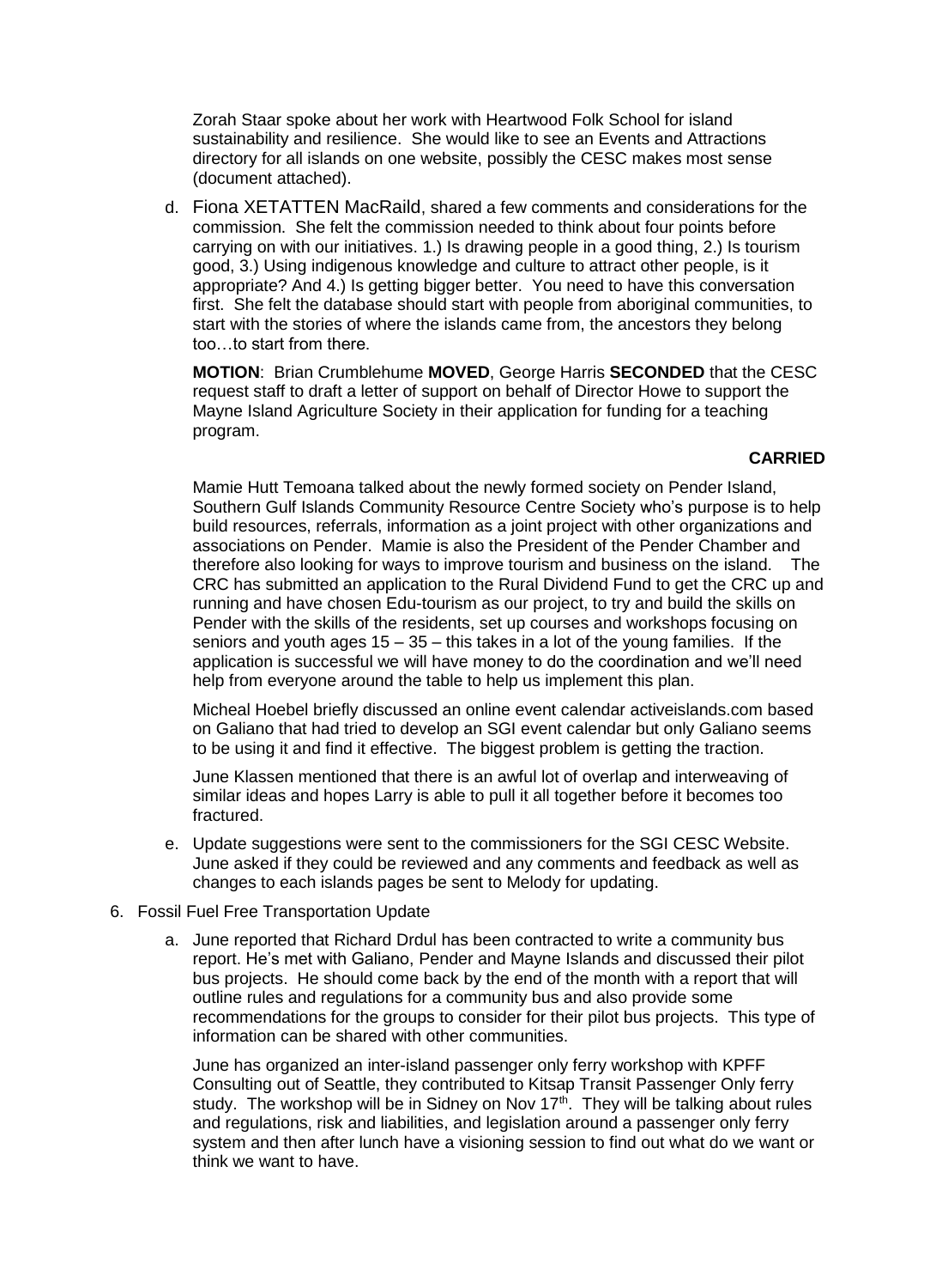Zorah Staar spoke about her work with Heartwood Folk School for island sustainability and resilience. She would like to see an Events and Attractions directory for all islands on one website, possibly the CESC makes most sense (document attached).

d. Fiona XETATTEN MacRaild, shared a few comments and considerations for the commission. She felt the commission needed to think about four points before carrying on with our initiatives. 1.) Is drawing people in a good thing, 2.) Is tourism good, 3.) Using indigenous knowledge and culture to attract other people, is it appropriate? And 4.) Is getting bigger better. You need to have this conversation first. She felt the database should start with people from aboriginal communities, to start with the stories of where the islands came from, the ancestors they belong too…to start from there.

   **MOTION**: Brian Crumblehume **MOVED**, George Harris **SECONDED** that the CESC request staff to draft a letter of support on behalf of Director Howe to support the Mayne Island Agriculture Society in their application for funding for a teaching program.

   **CARRIED**

   Mamie Hutt Temoana talked about the newly formed society on Pender Island, Southern Gulf Islands Community Resource Centre Society who's purpose is to help build resources, referrals, information as a joint project with other organizations and associations on Pender. Mamie is also the President of the Pender Chamber and therefore also looking for ways to improve tourism and business on the island. The CRC has submitted an application to the Rural Dividend Fund to get the CRC up and running and have chosen Edu-tourism as our project, to try and build the skills on Pender with the skills of the residents, set up courses and workshops focusing on seniors and youth ages 15 – 35 – this takes in a lot of the young families. If the application is successful we will have money to do the coordination and we'll need help from everyone around the table to help us implement this plan.

   Micheal Hoebel briefly discussed an online event calendar activeislands.com based on Galiano that had tried to develop an SGI event calendar but only Galiano seems to be using it and find it effective. The biggest problem is getting the traction.

   June Klassen mentioned that there is an awful lot of overlap and interweaving of similar ideas and hopes Larry is able to pull it all together before it becomes too fractured.

e. Update suggestions were sent to the commissioners for the SGI CESC Website. June asked if they could be reviewed and any comments and feedback as well as changes to each islands pages be sent to Melody for updating.

6. Fossil Fuel Free Transportation Update

   a. June reported that Richard Drdul has been contracted to write a community bus report. He's met with Galiano, Pender and Mayne Islands and discussed their pilot bus projects. He should come back by the end of the month with a report that will outline rules and regulations for a community bus and also provide some recommendations for the groups to consider for their pilot bus projects. This type of information can be shared with other communities.

   June has organized an inter-island passenger only ferry workshop with KPFF Consulting out of Seattle, they contributed to Kitsap Transit Passenger Only ferry study. The workshop will be in Sidney on Nov 17th. They will be talking about rules and regulations, risk and liabilities, and legislation around a passenger only ferry system and then after lunch have a visioning session to find out what do we want or think we want to have.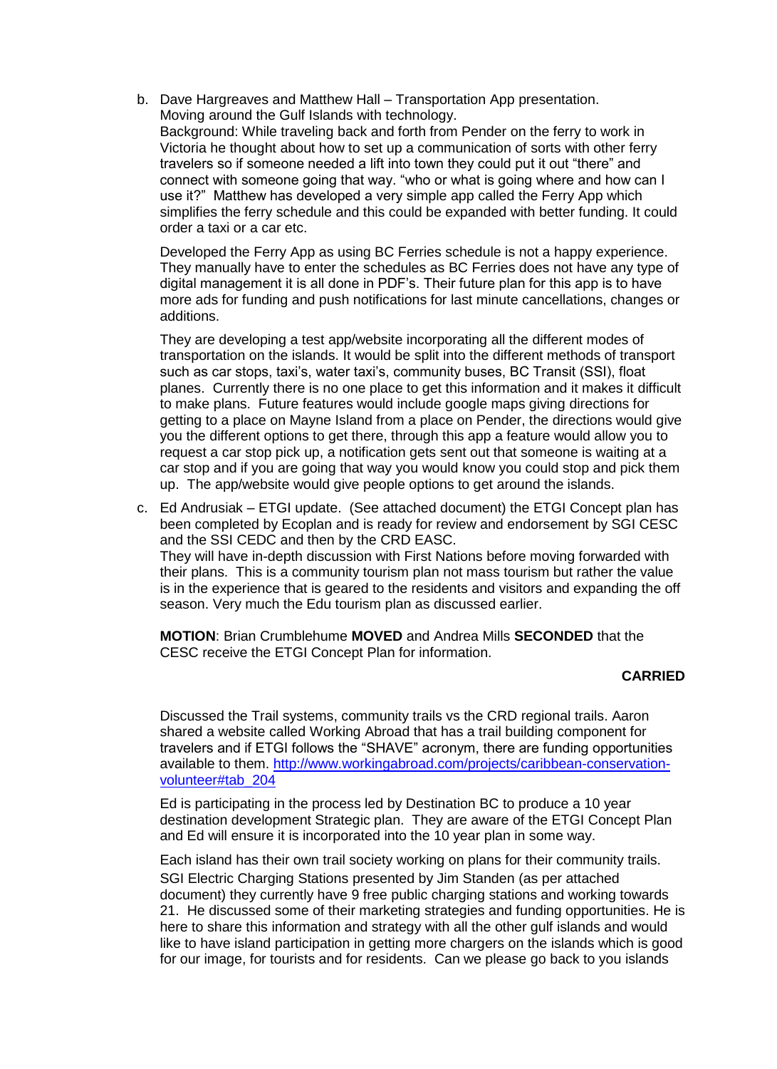b. Dave Hargreaves and Matthew Hall – Transportation App presentation. Moving around the Gulf Islands with technology.
   Background: While traveling back and forth from Pender on the ferry to work in Victoria he thought about how to set up a communication of sorts with other ferry travelers so if someone needed a lift into town they could put it out "there" and connect with someone going that way. "who or what is going where and how can I use it?" Matthew has developed a very simple app called the Ferry App which simplifies the ferry schedule and this could be expanded with better funding. It could order a taxi or a car etc.

   Developed the Ferry App as using BC Ferries schedule is not a happy experience. They manually have to enter the schedules as BC Ferries does not have any type of digital management it is all done in PDF's. Their future plan for this app is to have more ads for funding and push notifications for last minute cancellations, changes or additions.

   They are developing a test app/website incorporating all the different modes of transportation on the islands. It would be split into the different methods of transport such as car stops, taxi's, water taxi's, community buses, BC Transit (SSI), float planes. Currently there is no one place to get this information and it makes it difficult to make plans. Future features would include google maps giving directions for getting to a place on Mayne Island from a place on Pender, the directions would give you the different options to get there, through this app a feature would allow you to request a car stop pick up, a notification gets sent out that someone is waiting at a car stop and if you are going that way you would know you could stop and pick them up. The app/website would give people options to get around the islands.

c. Ed Andrusiak – ETGI update. (See attached document) the ETGI Concept plan has been completed by Ecoplan and is ready for review and endorsement by SGI CESC and the SSI CEDC and then by the CRD EASC.
   They will have in-depth discussion with First Nations before moving forwarded with their plans. This is a community tourism plan not mass tourism but rather the value is in the experience that is geared to the residents and visitors and expanding the off season. Very much the Edu tourism plan as discussed earlier.

   **MOTION**: Brian Crumblehume **MOVED** and Andrea Mills **SECONDED** that the CESC receive the ETGI Concept Plan for information.

   **CARRIED**

   Discussed the Trail systems, community trails vs the CRD regional trails. Aaron shared a website called Working Abroad that has a trail building component for travelers and if ETGI follows the "SHAVE" acronym, there are funding opportunities available to them. http://www.workingabroad.com/projects/caribbean-conservation-volunteer#tab_204

   Ed is participating in the process led by Destination BC to produce a 10 year destination development Strategic plan. They are aware of the ETGI Concept Plan and Ed will ensure it is incorporated into the 10 year plan in some way.

   Each island has their own trail society working on plans for their community trails.
   SGI Electric Charging Stations presented by Jim Standen (as per attached document) they currently have 9 free public charging stations and working towards 21. He discussed some of their marketing strategies and funding opportunities. He is here to share this information and strategy with all the other gulf islands and would like to have island participation in getting more chargers on the islands which is good for our image, for tourists and for residents. Can we please go back to you islands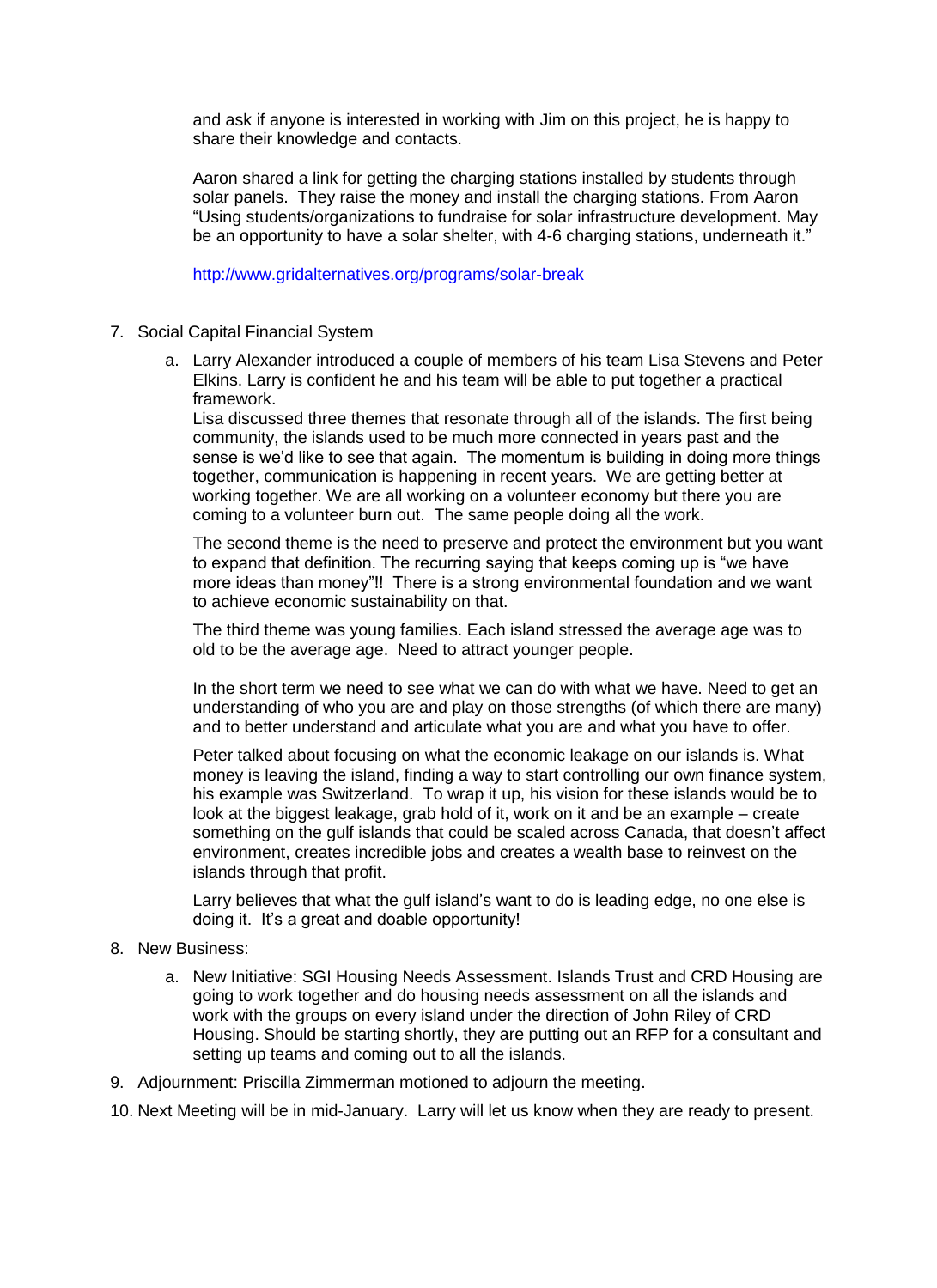and ask if anyone is interested in working with Jim on this project, he is happy to share their knowledge and contacts.

Aaron shared a link for getting the charging stations installed by students through solar panels. They raise the money and install the charging stations. From Aaron "Using students/organizations to fundraise for solar infrastructure development. May be an opportunity to have a solar shelter, with 4-6 charging stations, underneath it."

http://www.gridalternatives.org/programs/solar-break

7. Social Capital Financial System

   a. Larry Alexander introduced a couple of members of his team Lisa Stevens and Peter Elkins. Larry is confident he and his team will be able to put together a practical framework.
   
      Lisa discussed three themes that resonate through all of the islands. The first being community, the islands used to be much more connected in years past and the sense is we'd like to see that again. The momentum is building in doing more things together, communication is happening in recent years. We are getting better at working together. We are all working on a volunteer economy but there you are coming to a volunteer burn out. The same people doing all the work.

      The second theme is the need to preserve and protect the environment but you want to expand that definition. The recurring saying that keeps coming up is "we have more ideas than money"!! There is a strong environmental foundation and we want to achieve economic sustainability on that.

      The third theme was young families. Each island stressed the average age was to old to be the average age. Need to attract younger people.

      In the short term we need to see what we can do with what we have. Need to get an understanding of who you are and play on those strengths (of which there are many) and to better understand and articulate what you are and what you have to offer.

      Peter talked about focusing on what the economic leakage on our islands is. What money is leaving the island, finding a way to start controlling our own finance system, his example was Switzerland. To wrap it up, his vision for these islands would be to look at the biggest leakage, grab hold of it, work on it and be an example – create something on the gulf islands that could be scaled across Canada, that doesn't affect environment, creates incredible jobs and creates a wealth base to reinvest on the islands through that profit.

      Larry believes that what the gulf island's want to do is leading edge, no one else is doing it. It's a great and doable opportunity!

8. New Business:

   a. New Initiative: SGI Housing Needs Assessment. Islands Trust and CRD Housing are going to work together and do housing needs assessment on all the islands and work with the groups on every island under the direction of John Riley of CRD Housing. Should be starting shortly, they are putting out an RFP for a consultant and setting up teams and coming out to all the islands.

9. Adjournment: Priscilla Zimmerman motioned to adjourn the meeting.

10. Next Meeting will be in mid-January. Larry will let us know when they are ready to present.